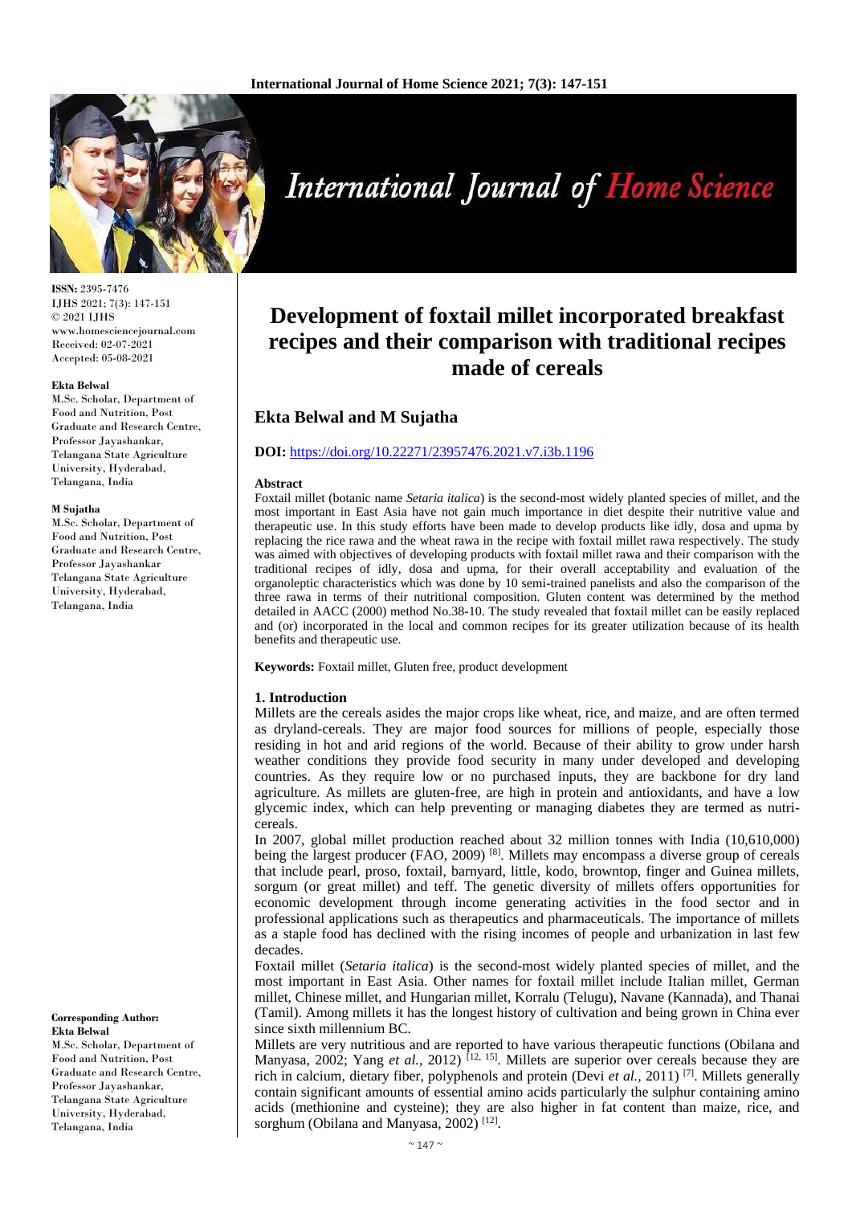# Development of foxtail millet incorporated breakfast recipes and their comparison with traditional recipes made of cereals

## Ekta Belwal and M Sujatha

**DOI:** https://doi.org/10.22271/23957476.2021.v7.i3b.1196

**ISSN:** 2395-7476
IJHS 2021; 7(3): 147-151
© 2021 IJHS
www.homesciencejournal.com
Received: 02-07-2021
Accepted: 05-08-2021

**Ekta Belwal**
M.Sc. Scholar, Department of Food and Nutrition, Post Graduate and Research Centre, Professor Jayashankar, Telangana State Agriculture University, Hyderabad, Telangana, India

**M Sujatha**
M.Sc. Scholar, Department of Food and Nutrition, Post Graduate and Research Centre, Professor Jayashankar Telangana State Agriculture University, Hyderabad, Telangana, India

**Corresponding Author:**
**Ekta Belwal**
M.Sc. Scholar, Department of Food and Nutrition, Post Graduate and Research Centre, Professor Jayashankar, Telangana State Agriculture University, Hyderabad, Telangana, India

#### Abstract

Foxtail millet (botanic name *Setaria italica*) is the second-most widely planted species of millet, and the most important in East Asia have not gain much importance in diet despite their nutritive value and therapeutic use. In this study efforts have been made to develop products like idly, dosa and upma by replacing the rice rawa and the wheat rawa in the recipe with foxtail millet rawa respectively. The study was aimed with objectives of developing products with foxtail millet rawa and their comparison with the traditional recipes of idly, dosa and upma, for their overall acceptability and evaluation of the organoleptic characteristics which was done by 10 semi-trained panelists and also the comparison of the three rawa in terms of their nutritional composition. Gluten content was determined by the method detailed in AACC (2000) method No.38-10. The study revealed that foxtail millet can be easily replaced and (or) incorporated in the local and common recipes for its greater utilization because of its health benefits and therapeutic use.

**Keywords:** Foxtail millet, Gluten free, product development

### 1. Introduction

Millets are the cereals asides the major crops like wheat, rice, and maize, and are often termed as dryland-cereals. They are major food sources for millions of people, especially those residing in hot and arid regions of the world. Because of their ability to grow under harsh weather conditions they provide food security in many under developed and developing countries. As they require low or no purchased inputs, they are backbone for dry land agriculture. As millets are gluten-free, are high in protein and antioxidants, and have a low glycemic index, which can help preventing or managing diabetes they are termed as nutri-cereals.

In 2007, global millet production reached about 32 million tonnes with India (10,610,000) being the largest producer (FAO, 2009) [8]. Millets may encompass a diverse group of cereals that include pearl, proso, foxtail, barnyard, little, kodo, browntop, finger and Guinea millets, sorgum (or great millet) and teff. The genetic diversity of millets offers opportunities for economic development through income generating activities in the food sector and in professional applications such as therapeutics and pharmaceuticals. The importance of millets as a staple food has declined with the rising incomes of people and urbanization in last few decades.

Foxtail millet (*Setaria italica*) is the second-most widely planted species of millet, and the most important in East Asia. Other names for foxtail millet include Italian millet, German millet, Chinese millet, and Hungarian millet, Korralu (Telugu), Navane (Kannada), and Thanai (Tamil). Among millets it has the longest history of cultivation and being grown in China ever since sixth millennium BC.

Millets are very nutritious and are reported to have various therapeutic functions (Obilana and Manyasa, 2002; Yang *et al.,* 2012) [12, 15]. Millets are superior over cereals because they are rich in calcium, dietary fiber, polyphenols and protein (Devi *et al.,* 2011) [7]. Millets generally contain significant amounts of essential amino acids particularly the sulphur containing amino acids (methionine and cysteine); they are also higher in fat content than maize, rice, and sorghum (Obilana and Manyasa, 2002) [12].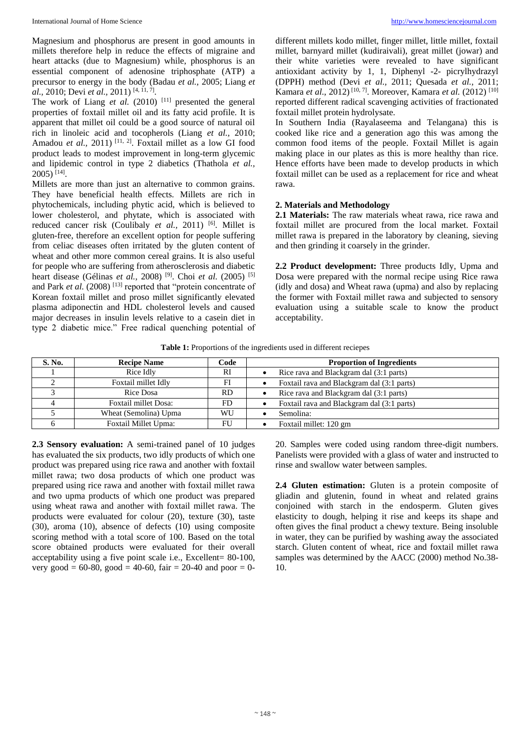Magnesium and phosphorus are present in good amounts in millets therefore help in reduce the effects of migraine and heart attacks (due to Magnesium) while, phosphorus is an essential component of adenosine triphosphate (ATP) a precursor to energy in the body (Badau *et al.,* 2005; Liang *et al.,* 2010; Devi *et al.,* 2011) [4, 11, 7].

The work of Liang *et al.* (2010) [11] presented the general properties of foxtail millet oil and its fatty acid profile. It is apparent that millet oil could be a good source of natural oil rich in linoleic acid and tocopherols (Liang *et al.,* 2010; Amadou *et al.,* 2011) [11, 2]. Foxtail millet as a low GI food product leads to modest improvement in long-term glycemic and lipidemic control in type 2 diabetics (Thathola *et al.,* 2005) [14].

Millets are more than just an alternative to common grains. They have beneficial health effects. Millets are rich in phytochemicals, including phytic acid, which is believed to lower cholesterol, and phytate, which is associated with reduced cancer risk (Coulibaly *et al.,* 2011) [6]. Millet is gluten-free, therefore an excellent option for people suffering from celiac diseases often irritated by the gluten content of wheat and other more common cereal grains. It is also useful for people who are suffering from atherosclerosis and diabetic heart disease (Gélinas *et al.,* 2008) [9]. Choi *et al.* (2005) [5] and Park *et al.* (2008) [13] reported that "protein concentrate of Korean foxtail millet and proso millet significantly elevated plasma adiponectin and HDL cholesterol levels and caused major decreases in insulin levels relative to a casein diet in type 2 diabetic mice." Free radical quenching potential of different millets kodo millet, finger millet, little millet, foxtail millet, barnyard millet (kudiraivali), great millet (jowar) and their white varieties were revealed to have significant antioxidant activity by 1, 1, Diphenyl -2- picrylhydrazyl (DPPH) method (Devi *et al.,* 2011; Quesada *et al.,* 2011; Kamara *et al.,* 2012) [10, 7]. Moreover, Kamara *et al.* (2012) [10] reported different radical scavenging activities of fractionated foxtail millet protein hydrolysate.

In Southern India (Rayalaseema and Telangana) this is cooked like rice and a generation ago this was among the common food items of the people. Foxtail Millet is again making place in our plates as this is more healthy than rice. Hence efforts have been made to develop products in which foxtail millet can be used as a replacement for rice and wheat rawa.

## 2. Materials and Methodology

**2.1 Materials:** The raw materials wheat rawa, rice rawa and foxtail millet are procured from the local market. Foxtail millet rawa is prepared in the laboratory by cleaning, sieving and then grinding it coarsely in the grinder.

**2.2 Product development:** Three products Idly, Upma and Dosa were prepared with the normal recipe using Rice rawa (idly and dosa) and Wheat rawa (upma) and also by replacing the former with Foxtail millet rawa and subjected to sensory evaluation using a suitable scale to know the product acceptability.

**Table 1:** Proportions of the ingredients used in different reciepes

| S. No. | Recipe Name | Code | Proportion of Ingredients |
|---|---|---|---|
| 1 | Rice Idly | RI | • Rice rava and Blackgram dal (3:1 parts) |
| 2 | Foxtail millet Idly | FI | • Foxtail rava and Blackgram dal (3:1 parts) |
| 3 | Rice Dosa | RD | • Rice rava and Blackgram dal (3:1 parts) |
| 4 | Foxtail millet Dosa: | FD | • Foxtail rava and Blackgram dal (3:1 parts) |
| 5 | Wheat (Semolina) Upma | WU | • Semolina: |
| 6 | Foxtail Millet Upma: | FU | • Foxtail millet: 120 gm |

**2.3 Sensory evaluation:** A semi-trained panel of 10 judges has evaluated the six products, two idly products of which one product was prepared using rice rawa and another with foxtail millet rawa; two dosa products of which one product was prepared using rice rawa and another with foxtail millet rawa and two upma products of which one product was prepared using wheat rawa and another with foxtail millet rawa. The products were evaluated for colour (20), texture (30), taste (30), aroma (10), absence of defects (10) using composite scoring method with a total score of 100. Based on the total score obtained products were evaluated for their overall acceptability using a five point scale i.e., Excellent= 80-100, very good = 60-80, good = 40-60, fair = 20-40 and poor = 0-20. Samples were coded using random three-digit numbers. Panelists were provided with a glass of water and instructed to rinse and swallow water between samples.

**2.4 Gluten estimation:** Gluten is a protein composite of gliadin and glutenin, found in wheat and related grains conjoined with starch in the endosperm. Gluten gives elasticity to dough, helping it rise and keeps its shape and often gives the final product a chewy texture. Being insoluble in water, they can be purified by washing away the associated starch. Gluten content of wheat, rice and foxtail millet rawa samples was determined by the AACC (2000) method No.38-10.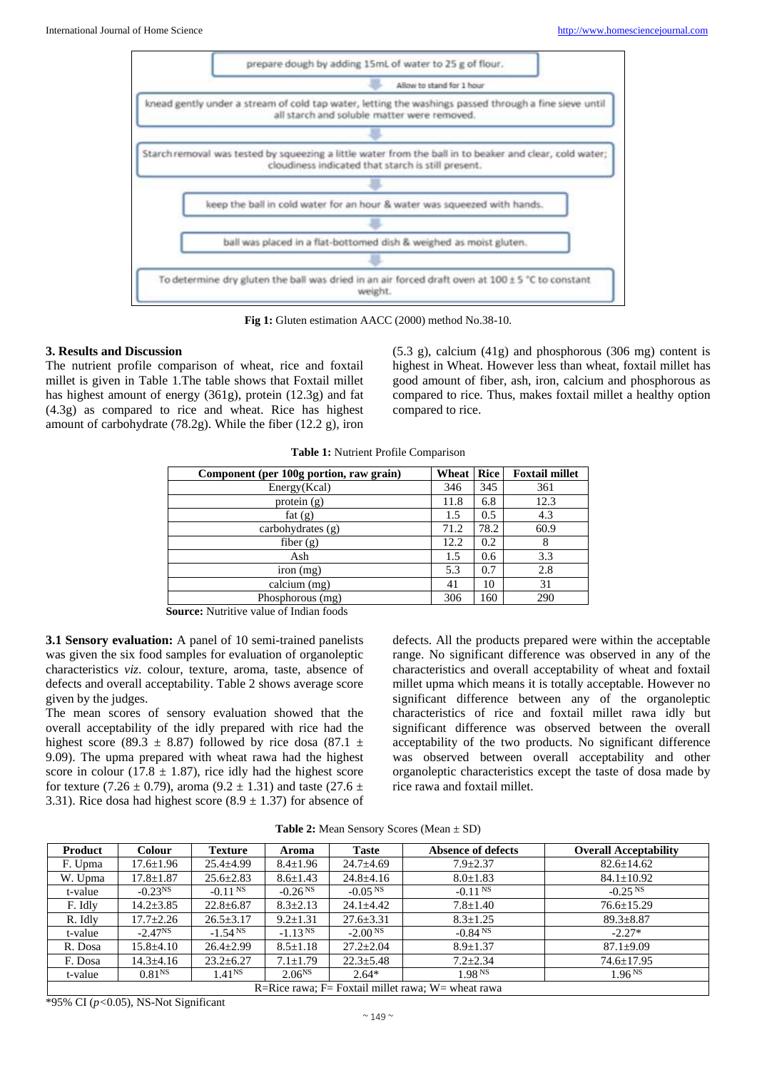prepare dough by adding 15mL of water to 25 g of flour.

Allow to stand for 1 hour

knead gently under a stream of cold tap water, letting the washings passed through a fine sieve until all starch and soluble matter were removed.

Starch removal was tested by squeezing a little water from the ball in to beaker and clear, cold water; cloudiness indicated that starch is still present.

keep the ball in cold water for an hour & water was squeezed with hands.

ball was placed in a flat-bottomed dish & weighed as moist gluten.

To determine dry gluten the ball was dried in an air forced draft oven at 100 ± 5 °C to constant weight.

**Fig 1:** Gluten estimation AACC (2000) method No.38-10.

## 3. Results and Discussion

The nutrient profile comparison of wheat, rice and foxtail millet is given in Table 1.The table shows that Foxtail millet has highest amount of energy (361g), protein (12.3g) and fat (4.3g) as compared to rice and wheat. Rice has highest amount of carbohydrate (78.2g). While the fiber (12.2 g), iron (5.3 g), calcium (41g) and phosphorous (306 mg) content is highest in Wheat. However less than wheat, foxtail millet has good amount of fiber, ash, iron, calcium and phosphorous as compared to rice. Thus, makes foxtail millet a healthy option compared to rice.

**Table 1:** Nutrient Profile Comparison

| Component (per 100g portion, raw grain) | Wheat | Rice | Foxtail millet |
|---|---|---|---|
| Energy(Kcal) | 346 | 345 | 361 |
| protein (g) | 11.8 | 6.8 | 12.3 |
| fat (g) | 1.5 | 0.5 | 4.3 |
| carbohydrates (g) | 71.2 | 78.2 | 60.9 |
| fiber (g) | 12.2 | 0.2 | 8 |
| Ash | 1.5 | 0.6 | 3.3 |
| iron (mg) | 5.3 | 0.7 | 2.8 |
| calcium (mg) | 41 | 10 | 31 |
| Phosphorous (mg) | 306 | 160 | 290 |

**Source:** Nutritive value of Indian foods

**3.1 Sensory evaluation:** A panel of 10 semi-trained panelists was given the six food samples for evaluation of organoleptic characteristics *viz*. colour, texture, aroma, taste, absence of defects and overall acceptability. Table 2 shows average score given by the judges.

The mean scores of sensory evaluation showed that the overall acceptability of the idly prepared with rice had the highest score (89.3 ± 8.87) followed by rice dosa (87.1 ± 9.09). The upma prepared with wheat rawa had the highest score in colour (17.8 ± 1.87), rice idly had the highest score for texture (7.26 ± 0.79), aroma (9.2 ± 1.31) and taste (27.6 ± 3.31). Rice dosa had highest score (8.9 ± 1.37) for absence of defects. All the products prepared were within the acceptable range. No significant difference was observed in any of the characteristics and overall acceptability of wheat and foxtail millet upma which means it is totally acceptable. However no significant difference between any of the organoleptic characteristics of rice and foxtail millet rawa idly but significant difference was observed between the overall acceptability of the two products. No significant difference was observed between overall acceptability and other organoleptic characteristics except the taste of dosa made by rice rawa and foxtail millet.

**Table 2:** Mean Sensory Scores (Mean ± SD)

| Product | Colour | Texture | Aroma | Taste | Absence of defects | Overall Acceptability |
|---|---|---|---|---|---|---|
| F. Upma | 17.6±1.96 | 25.4±4.99 | 8.4±1.96 | 24.7±4.69 | 7.9±2.37 | 82.6±14.62 |
| W. Upma | 17.8±1.87 | 25.6±2.83 | 8.6±1.43 | 24.8±4.16 | 8.0±1.83 | 84.1±10.92 |
| t-value | -0.23 NS | -0.11 NS | -0.26 NS | -0.05 NS | -0.11 NS | -0.25 NS |
| F. Idly | 14.2±3.85 | 22.8±6.87 | 8.3±2.13 | 24.1±4.42 | 7.8±1.40 | 76.6±15.29 |
| R. Idly | 17.7±2.26 | 26.5±3.17 | 9.2±1.31 | 27.6±3.31 | 8.3±1.25 | 89.3±8.87 |
| t-value | -2.47 NS | -1.54 NS | -1.13 NS | -2.00 NS | -0.84 NS | -2.27* |
| R. Dosa | 15.8±4.10 | 26.4±2.99 | 8.5±1.18 | 27.2±2.04 | 8.9±1.37 | 87.1±9.09 |
| F. Dosa | 14.3±4.16 | 23.2±6.27 | 7.1±1.79 | 22.3±5.48 | 7.2±2.34 | 74.6±17.95 |
| t-value | 0.81 NS | 1.41 NS | 2.06 NS | 2.64* | 1.98 NS | 1.96 NS |
| R=Rice rawa; F= Foxtail millet rawa; W= wheat rawa | | | | | | |

*95% CI ($p$<0.05), NS-Not Significant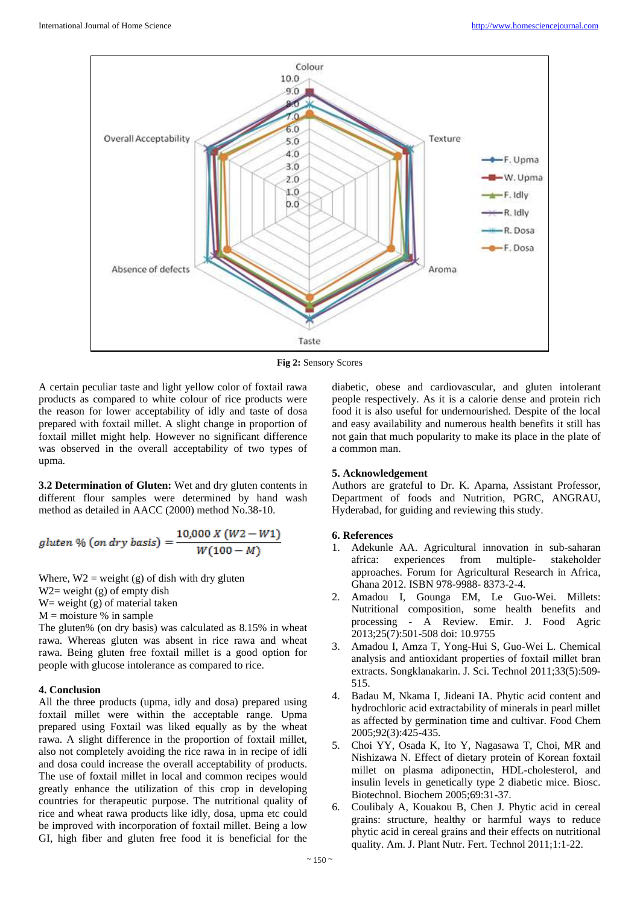**Fig 2:** Sensory Scores

A certain peculiar taste and light yellow color of foxtail rawa products as compared to white colour of rice products were the reason for lower acceptability of idly and taste of dosa prepared with foxtail millet. A slight change in proportion of foxtail millet might help. However no significant difference was observed in the overall acceptability of two types of upma.

**3.2 Determination of Gluten:** Wet and dry gluten contents in different flour samples were determined by hand wash method as detailed in AACC (2000) method No.38-10.

$$gluten\ \%\ (on\ dry\ basis) = \frac{10{,}000\ X\ (W2 - W1)}{W(100 - M)}$$

Where, W2 = weight (g) of dish with dry gluten
W2= weight (g) of empty dish
W= weight (g) of material taken
M = moisture % in sample
The gluten% (on dry basis) was calculated as 8.15% in wheat rawa. Whereas gluten was absent in rice rawa and wheat rawa. Being gluten free foxtail millet is a good option for people with glucose intolerance as compared to rice.

## 4. Conclusion

All the three products (upma, idly and dosa) prepared using foxtail millet were within the acceptable range. Upma prepared using Foxtail was liked equally as by the wheat rawa. A slight difference in the proportion of foxtail millet, also not completely avoiding the rice rawa in in recipe of idli and dosa could increase the overall acceptability of products. The use of foxtail millet in local and common recipes would greatly enhance the utilization of this crop in developing countries for therapeutic purpose. The nutritional quality of rice and wheat rawa products like idly, dosa, upma etc could be improved with incorporation of foxtail millet. Being a low GI, high fiber and gluten free food it is beneficial for the diabetic, obese and cardiovascular, and gluten intolerant people respectively. As it is a calorie dense and protein rich food it is also useful for undernourished. Despite of the local and easy availability and numerous health benefits it still has not gain that much popularity to make its place in the plate of a common man.

## 5. Acknowledgement

Authors are grateful to Dr. K. Aparna, Assistant Professor, Department of foods and Nutrition, PGRC, ANGRAU, Hyderabad, for guiding and reviewing this study.

## 6. References

1. Adekunle AA. Agricultural innovation in sub-saharan africa: experiences from multiple- stakeholder approaches. Forum for Agricultural Research in Africa, Ghana 2012. ISBN 978-9988- 8373-2-4.
2. Amadou I, Gounga EM, Le Guo-Wei. Millets: Nutritional composition, some health benefits and processing - A Review. Emir. J. Food Agric 2013;25(7):501-508 doi: 10.9755
3. Amadou I, Amza T, Yong-Hui S, Guo-Wei L. Chemical analysis and antioxidant properties of foxtail millet bran extracts. Songklanakarin. J. Sci. Technol 2011;33(5):509-515.
4. Badau M, Nkama I, Jideani IA. Phytic acid content and hydrochloric acid extractability of minerals in pearl millet as affected by germination time and cultivar. Food Chem 2005;92(3):425-435.
5. Choi YY, Osada K, Ito Y, Nagasawa T, Choi, MR and Nishizawa N. Effect of dietary protein of Korean foxtail millet on plasma adiponectin, HDL-cholesterol, and insulin levels in genetically type 2 diabetic mice. Biosc. Biotechnol. Biochem 2005;69:31-37.
6. Coulibaly A, Kouakou B, Chen J. Phytic acid in cereal grains: structure, healthy or harmful ways to reduce phytic acid in cereal grains and their effects on nutritional quality. Am. J. Plant Nutr. Fert. Technol 2011;1:1-22.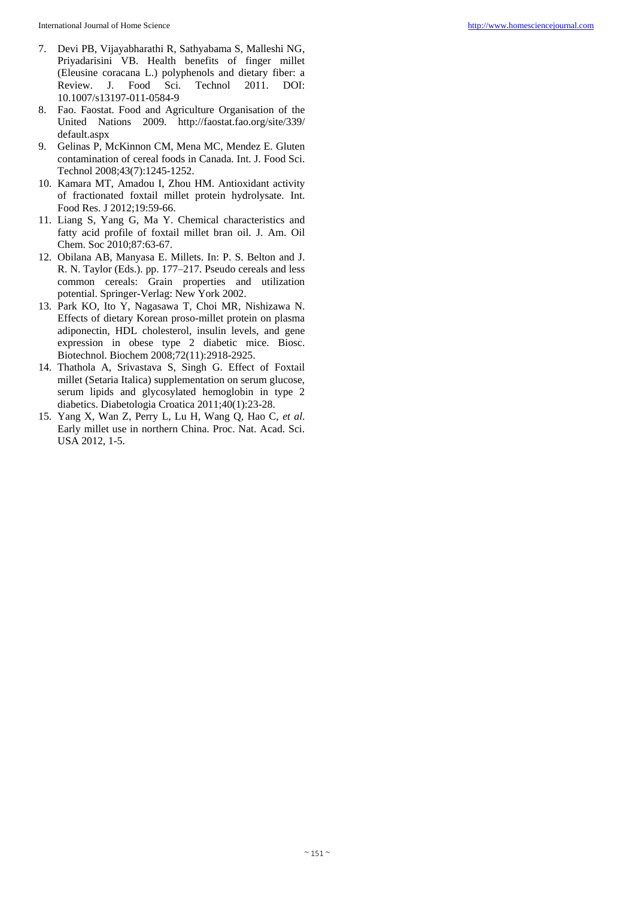7. Devi PB, Vijayabharathi R, Sathyabama S, Malleshi NG, Priyadarisini VB. Health benefits of finger millet (Eleusine coracana L.) polyphenols and dietary fiber: a Review. J. Food Sci. Technol 2011. DOI: 10.1007/s13197-011-0584-9
8. Fao. Faostat. Food and Agriculture Organisation of the United Nations 2009. http://faostat.fao.org/site/339/default.aspx
9. Gelinas P, McKinnon CM, Mena MC, Mendez E. Gluten contamination of cereal foods in Canada. Int. J. Food Sci. Technol 2008;43(7):1245-1252.
10. Kamara MT, Amadou I, Zhou HM. Antioxidant activity of fractionated foxtail millet protein hydrolysate. Int. Food Res. J 2012;19:59-66.
11. Liang S, Yang G, Ma Y. Chemical characteristics and fatty acid profile of foxtail millet bran oil. J. Am. Oil Chem. Soc 2010;87:63-67.
12. Obilana AB, Manyasa E. Millets. In: P. S. Belton and J. R. N. Taylor (Eds.). pp. 177–217. Pseudo cereals and less common cereals: Grain properties and utilization potential. Springer-Verlag: New York 2002.
13. Park KO, Ito Y, Nagasawa T, Choi MR, Nishizawa N. Effects of dietary Korean proso-millet protein on plasma adiponectin, HDL cholesterol, insulin levels, and gene expression in obese type 2 diabetic mice. Biosc. Biotechnol. Biochem 2008;72(11):2918-2925.
14. Thathola A, Srivastava S, Singh G. Effect of Foxtail millet (Setaria Italica) supplementation on serum glucose, serum lipids and glycosylated hemoglobin in type 2 diabetics. Diabetologia Croatica 2011;40(1):23-28.
15. Yang X, Wan Z, Perry L, Lu H, Wang Q, Hao C, *et al.* Early millet use in northern China. Proc. Nat. Acad. Sci. USA 2012, 1-5.